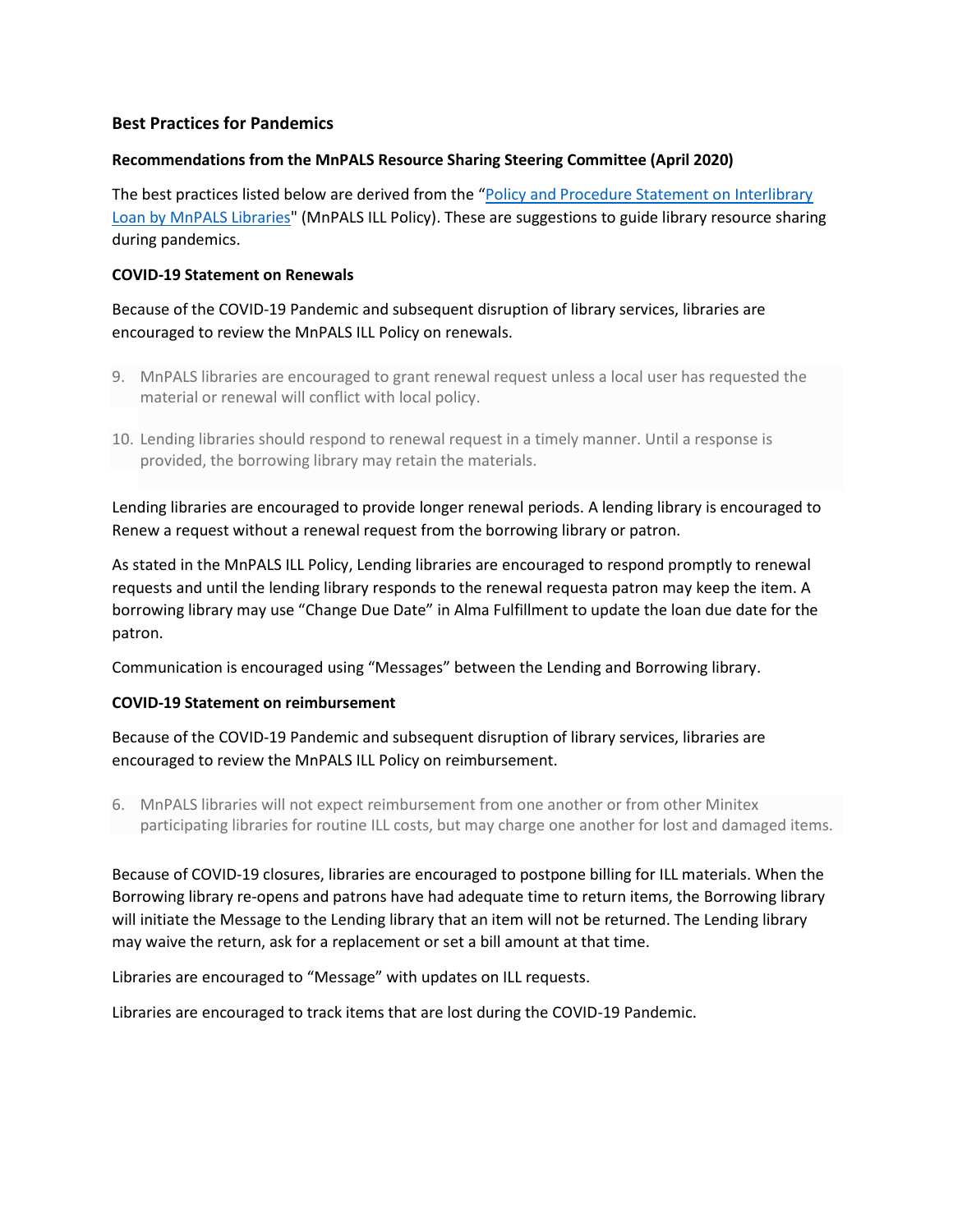### Best Practices for Pandemics

**Recommendations from the MnPALS Resource Sharing Steering Committee (April 2020)**

The best practices listed below are derived from the "Policy and Procedure Statement on Interlibrary Loan by MnPALS Libraries" (MnPALS ILL Policy). These are suggestions to guide library resource sharing during pandemics.

**COVID-19 Statement on Renewals**

Because of the COVID-19 Pandemic and subsequent disruption of library services, libraries are encouraged to review the MnPALS ILL Policy on renewals.

9. MnPALS libraries are encouraged to grant renewal request unless a local user has requested the material or renewal will conflict with local policy.
10. Lending libraries should respond to renewal request in a timely manner. Until a response is provided, the borrowing library may retain the materials.

Lending libraries are encouraged to provide longer renewal periods. A lending library is encouraged to Renew a request without a renewal request from the borrowing library or patron.

As stated in the MnPALS ILL Policy, Lending libraries are encouraged to respond promptly to renewal requests and until the lending library responds to the renewal requesta patron may keep the item. A borrowing library may use "Change Due Date" in Alma Fulfillment to update the loan due date for the patron.

Communication is encouraged using "Messages" between the Lending and Borrowing library.

**COVID-19 Statement on reimbursement**

Because of the COVID-19 Pandemic and subsequent disruption of library services, libraries are encouraged to review the MnPALS ILL Policy on reimbursement.

6. MnPALS libraries will not expect reimbursement from one another or from other Minitex participating libraries for routine ILL costs, but may charge one another for lost and damaged items.

Because of COVID-19 closures, libraries are encouraged to postpone billing for ILL materials. When the Borrowing library re-opens and patrons have had adequate time to return items, the Borrowing library will initiate the Message to the Lending library that an item will not be returned. The Lending library may waive the return, ask for a replacement or set a bill amount at that time.

Libraries are encouraged to "Message" with updates on ILL requests.

Libraries are encouraged to track items that are lost during the COVID-19 Pandemic.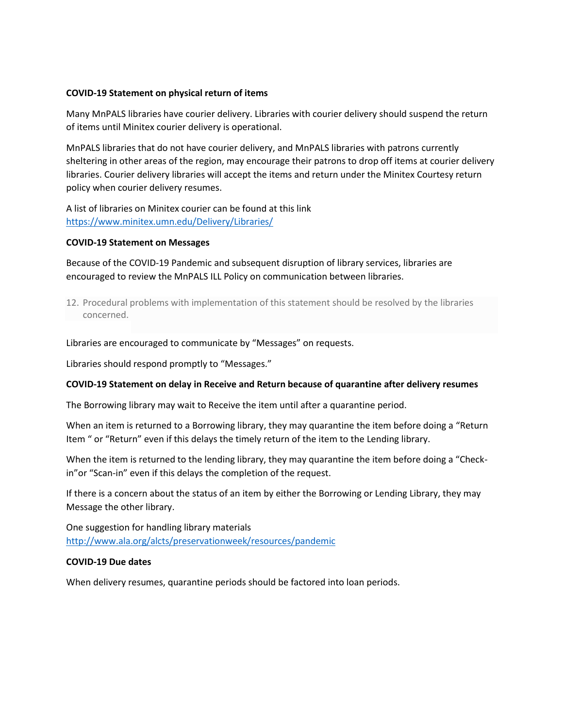**COVID-19 Statement on physical return of items**

Many MnPALS libraries have courier delivery. Libraries with courier delivery should suspend the return of items until Minitex courier delivery is operational.

MnPALS libraries that do not have courier delivery, and MnPALS libraries with patrons currently sheltering in other areas of the region, may encourage their patrons to drop off items at courier delivery libraries. Courier delivery libraries will accept the items and return under the Minitex Courtesy return policy when courier delivery resumes.

A list of libraries on Minitex courier can be found at this link https://www.minitex.umn.edu/Delivery/Libraries/

**COVID-19 Statement on Messages**

Because of the COVID-19 Pandemic and subsequent disruption of library services, libraries are encouraged to review the MnPALS ILL Policy on communication between libraries.

12. Procedural problems with implementation of this statement should be resolved by the libraries concerned.

Libraries are encouraged to communicate by "Messages" on requests.

Libraries should respond promptly to "Messages."

**COVID-19 Statement on delay in Receive and Return because of quarantine after delivery resumes**

The Borrowing library may wait to Receive the item until after a quarantine period.

When an item is returned to a Borrowing library, they may quarantine the item before doing a "Return Item " or "Return" even if this delays the timely return of the item to the Lending library.

When the item is returned to the lending library, they may quarantine the item before doing a "Check-in"or "Scan-in" even if this delays the completion of the request.

If there is a concern about the status of an item by either the Borrowing or Lending Library, they may Message the other library.

One suggestion for handling library materials http://www.ala.org/alcts/preservationweek/resources/pandemic

**COVID-19 Due dates**

When delivery resumes, quarantine periods should be factored into loan periods.